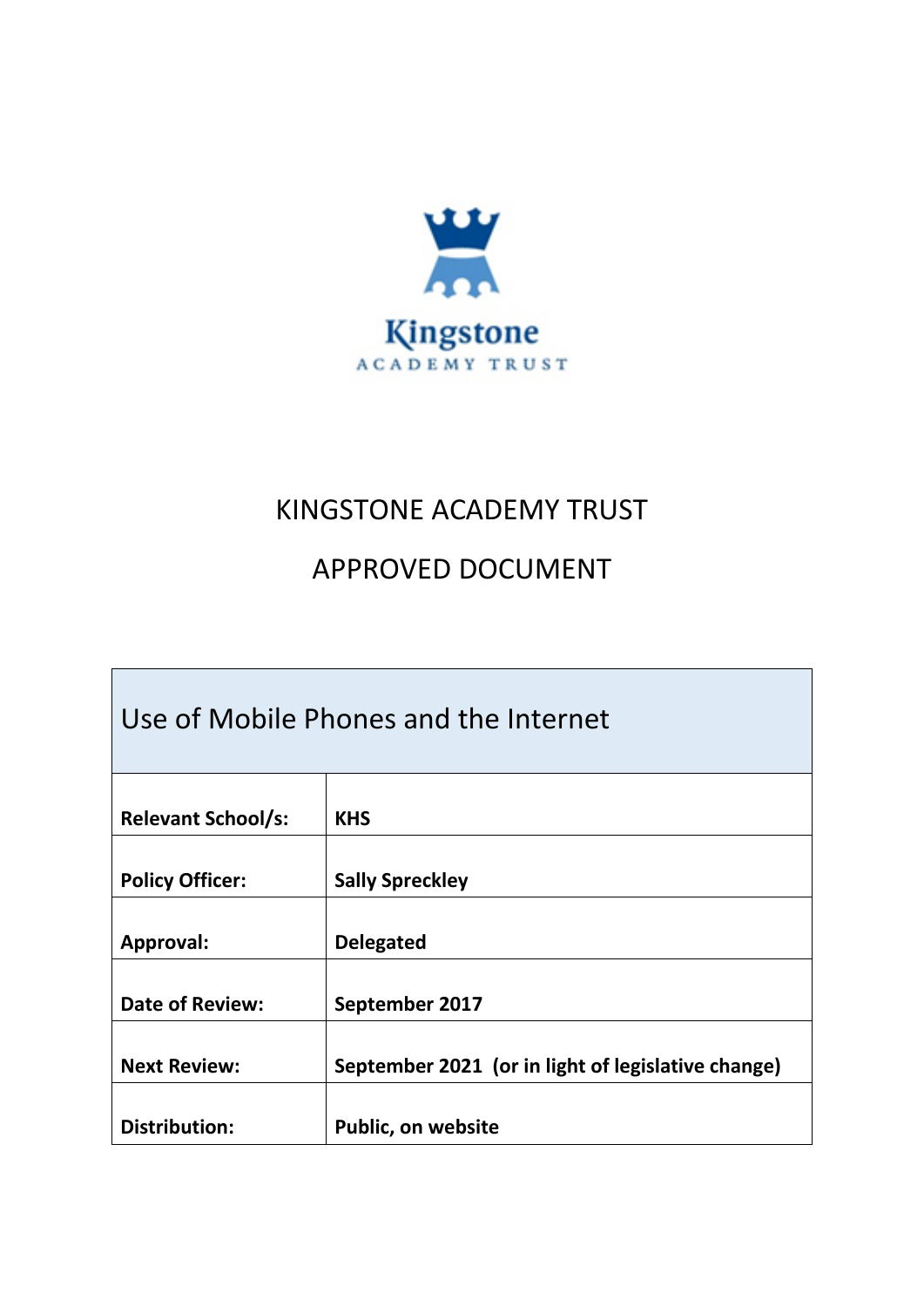Kingstone
ACADEMY TRUST

# KINGSTONE ACADEMY TRUST

# APPROVED DOCUMENT

| Use of Mobile Phones and the Internet | |
|---|---|
| **Relevant School/s:** | **KHS** |
| **Policy Officer:** | **Sally Spreckley** |
| **Approval:** | **Delegated** |
| **Date of Review:** | **September 2017** |
| **Next Review:** | **September 2021 (or in light of legislative change)** |
| **Distribution:** | **Public, on website** |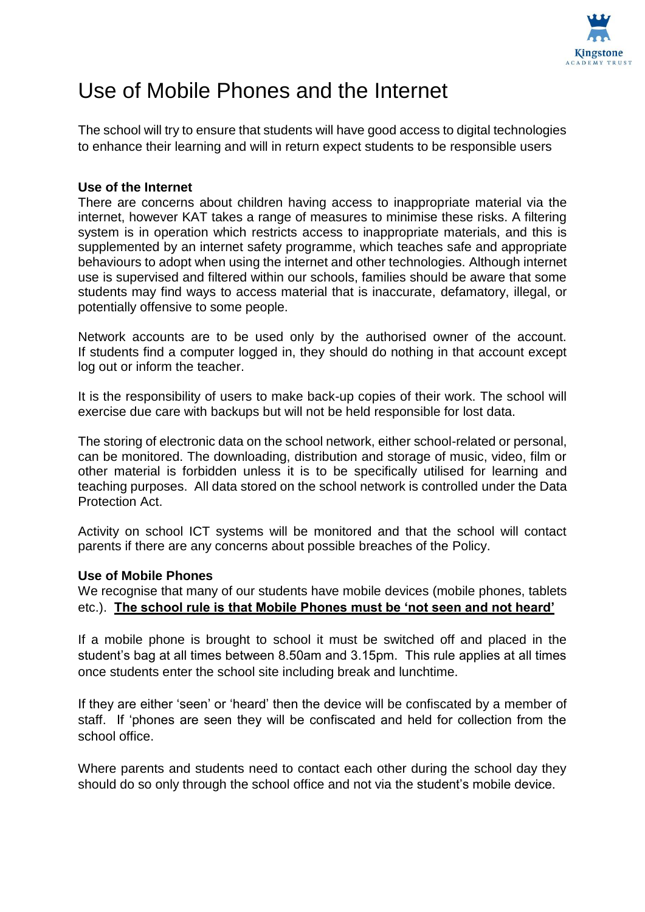# Use of Mobile Phones and the Internet

The school will try to ensure that students will have good access to digital technologies to enhance their learning and will in return expect students to be responsible users

**Use of the Internet**

There are concerns about children having access to inappropriate material via the internet, however KAT takes a range of measures to minimise these risks. A filtering system is in operation which restricts access to inappropriate materials, and this is supplemented by an internet safety programme, which teaches safe and appropriate behaviours to adopt when using the internet and other technologies. Although internet use is supervised and filtered within our schools, families should be aware that some students may find ways to access material that is inaccurate, defamatory, illegal, or potentially offensive to some people.

Network accounts are to be used only by the authorised owner of the account. If students find a computer logged in, they should do nothing in that account except log out or inform the teacher.

It is the responsibility of users to make back-up copies of their work. The school will exercise due care with backups but will not be held responsible for lost data.

The storing of electronic data on the school network, either school-related or personal, can be monitored. The downloading, distribution and storage of music, video, film or other material is forbidden unless it is to be specifically utilised for learning and teaching purposes. All data stored on the school network is controlled under the Data Protection Act.

Activity on school ICT systems will be monitored and that the school will contact parents if there are any concerns about possible breaches of the Policy.

**Use of Mobile Phones**

We recognise that many of our students have mobile devices (mobile phones, tablets etc.). **The school rule is that Mobile Phones must be 'not seen and not heard'**

If a mobile phone is brought to school it must be switched off and placed in the student's bag at all times between 8.50am and 3.15pm. This rule applies at all times once students enter the school site including break and lunchtime.

If they are either 'seen' or 'heard' then the device will be confiscated by a member of staff. If 'phones are seen they will be confiscated and held for collection from the school office.

Where parents and students need to contact each other during the school day they should do so only through the school office and not via the student's mobile device.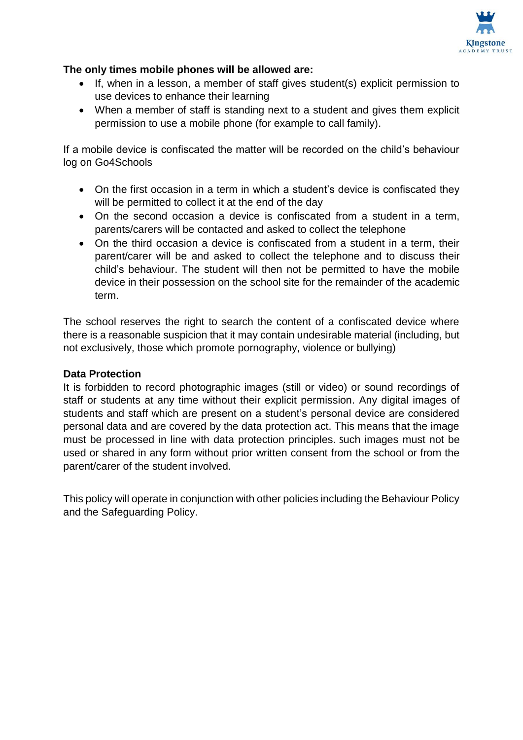**The only times mobile phones will be allowed are:**

- If, when in a lesson, a member of staff gives student(s) explicit permission to use devices to enhance their learning
- When a member of staff is standing next to a student and gives them explicit permission to use a mobile phone (for example to call family).

If a mobile device is confiscated the matter will be recorded on the child's behaviour log on Go4Schools

- On the first occasion in a term in which a student's device is confiscated they will be permitted to collect it at the end of the day
- On the second occasion a device is confiscated from a student in a term, parents/carers will be contacted and asked to collect the telephone
- On the third occasion a device is confiscated from a student in a term, their parent/carer will be and asked to collect the telephone and to discuss their child's behaviour. The student will then not be permitted to have the mobile device in their possession on the school site for the remainder of the academic term.

The school reserves the right to search the content of a confiscated device where there is a reasonable suspicion that it may contain undesirable material (including, but not exclusively, those which promote pornography, violence or bullying)

**Data Protection**

It is forbidden to record photographic images (still or video) or sound recordings of staff or students at any time without their explicit permission. Any digital images of students and staff which are present on a student's personal device are considered personal data and are covered by the data protection act. This means that the image must be processed in line with data protection principles. Such images must not be used or shared in any form without prior written consent from the school or from the parent/carer of the student involved.

This policy will operate in conjunction with other policies including the Behaviour Policy and the Safeguarding Policy.